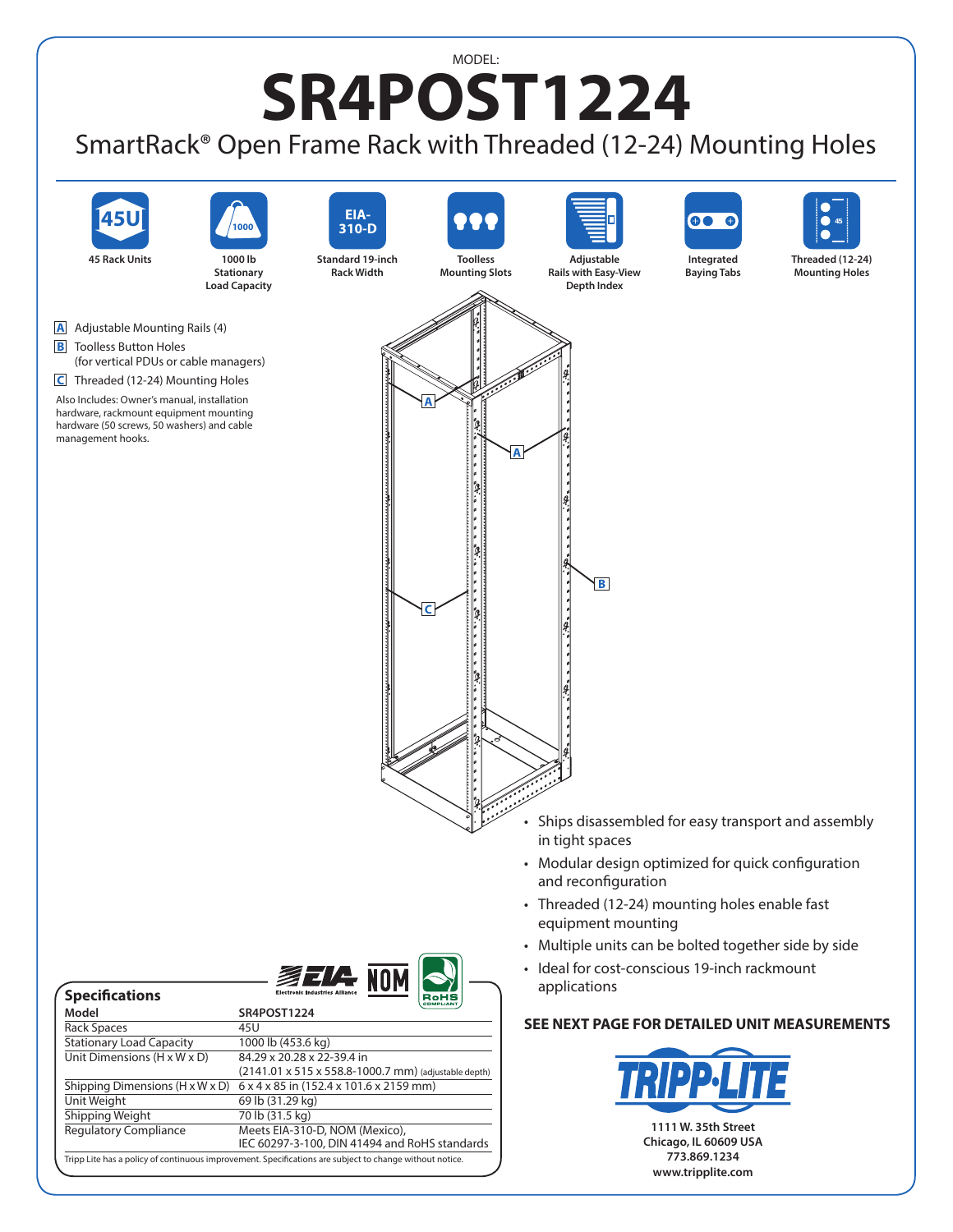MODEL:

# SR4POST1224

## SmartRack® Open Frame Rack with Threaded (12-24) Mounting Holes

- 45 Rack Units
- 1000 lb Stationary Load Capacity
- Standard 19-inch Rack Width
- Toolless Mounting Slots
- Adjustable Rails with Easy-View Depth Index
- Integrated Baying Tabs
- Threaded (12-24) Mounting Holes

**A** Adjustable Mounting Rails (4)

**B** Toolless Button Holes (for vertical PDUs or cable managers)

**C** Threaded (12-24) Mounting Holes

Also Includes: Owner's manual, installation hardware, rackmount equipment mounting hardware (50 screws, 50 washers) and cable management hooks.

- Ships disassembled for easy transport and assembly in tight spaces
- Modular design optimized for quick configuration and reconfiguration
- Threaded (12-24) mounting holes enable fast equipment mounting
- Multiple units can be bolted together side by side
- Ideal for cost-conscious 19-inch rackmount applications

**SEE NEXT PAGE FOR DETAILED UNIT MEASUREMENTS**

### Specifications

| Model | SR4POST1224 |
|---|---|
| Rack Spaces | 45U |
| Stationary Load Capacity | 1000 lb (453.6 kg) |
| Unit Dimensions (H x W x D) | 84.29 x 20.28 x 22-39.4 in (2141.01 x 515 x 558.8-1000.7 mm) (adjustable depth) |
| Shipping Dimensions (H x W x D) | 6 x 4 x 85 in (152.4 x 101.6 x 2159 mm) |
| Unit Weight | 69 lb (31.29 kg) |
| Shipping Weight | 70 lb (31.5 kg) |
| Regulatory Compliance | Meets EIA-310-D, NOM (Mexico), IEC 60297-3-100, DIN 41494 and RoHS standards |

Tripp Lite has a policy of continuous improvement. Specifications are subject to change without notice.

1111 W. 35th Street
Chicago, IL 60609 USA
773.869.1234
www.tripplite.com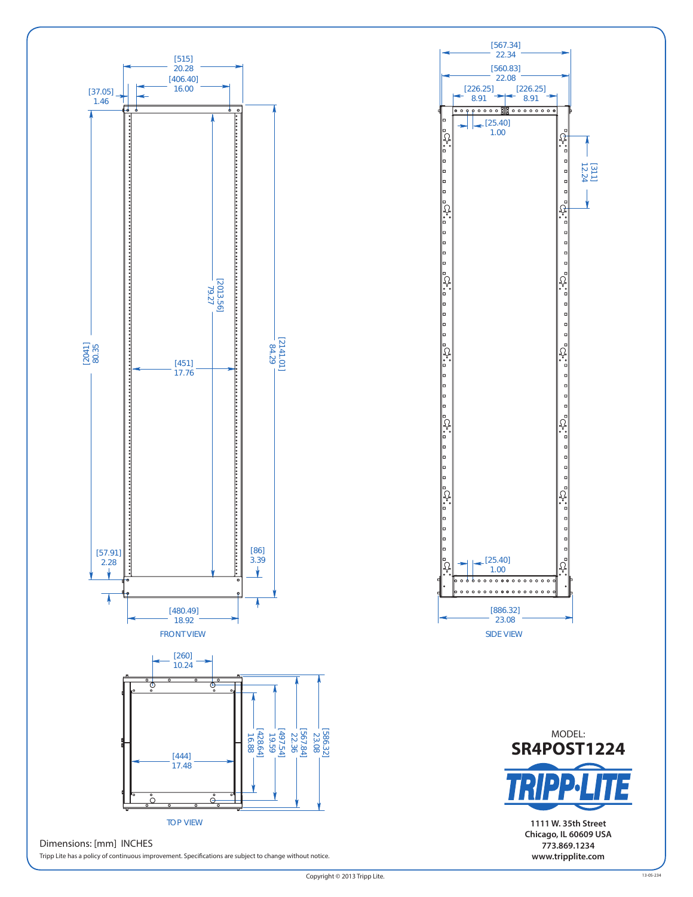FRONT VIEW

[515]
20.28

[406.40]
16.00

[37.05]
1.46

[2013.56]
79.27

[2041]
80.35

[2141.01]
84.29

[451]
17.76

[57.91]
2.28

[86]
3.39

[480.49]
18.92

SIDE VIEW

[567.34]
22.34

[560.83]
22.08

[226.25]
8.91

[226.25]
8.91

[25.40]
1.00

[311]
12.24

[25.40]
1.00

[886.32]
23.08

TOP VIEW

[260]
10.24

[444]
17.48

[428.64]
16.88

[497.54]
19.59

[567.84]
22.36

[586.32]
23.08

Dimensions: [mm] INCHES

Tripp Lite has a policy of continuous improvement. Specifications are subject to change without notice.

MODEL:
**SR4POST1224**

**TRIPP·LITE**

**1111 W. 35th Street**
**Chicago, IL 60609 USA**
**773.869.1234**
**www.tripplite.com**

Copyright © 2013 Tripp Lite.

13-05-234